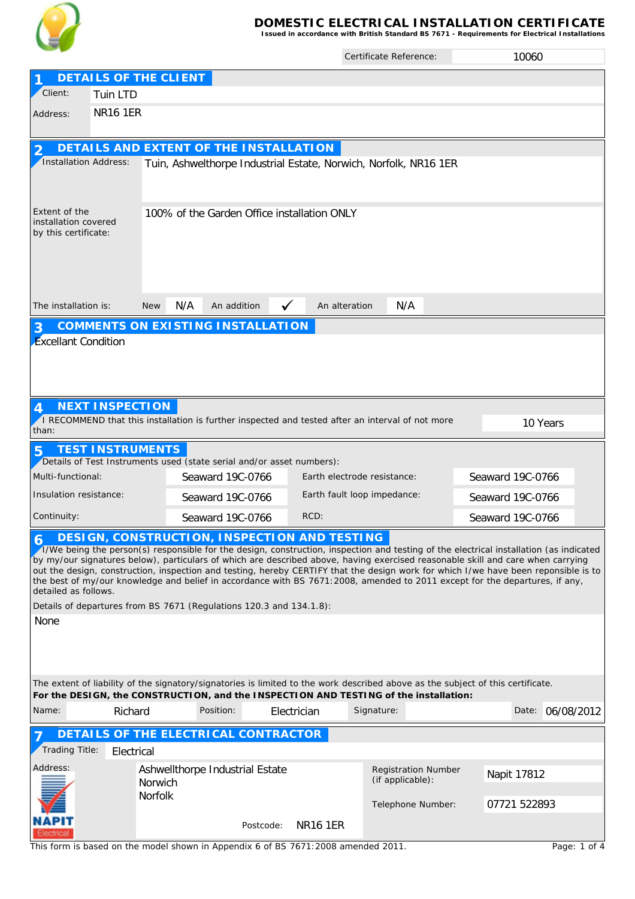# DOMESTIC ELECTRICAL INSTALLATION CERTIFICATE

**Issued in accordance with British Standard BS 7671 - Requirements for Electrical Installations**

Certificate Reference: 10060

## 1 DETAILS OF THE CLIENT

Client: Tuin LTD

Address: NR16 1ER

## 2 DETAILS AND EXTENT OF THE INSTALLATION

Installation Address: Tuin, Ashwelthorpe Industrial Estate, Norwich, Norfolk, NR16 1ER

Extent of the installation covered by this certificate: 100% of the Garden Office installation ONLY

| The installation is: | New | N/A | An addition | ✓ | An alteration | N/A |
|---|---|---|---|---|---|---|

## 3 COMMENTS ON EXISTING INSTALLATION

Excellant Condition

## 4 NEXT INSPECTION

I RECOMMEND that this installation is further inspected and tested after an interval of not more than: 10 Years

## 5 TEST INSTRUMENTS

Details of Test Instruments used (state serial and/or asset numbers):

| | | | |
|---|---|---|---|
| Multi-functional: | Seaward 19C-0766 | Earth electrode resistance: | Seaward 19C-0766 |
| Insulation resistance: | Seaward 19C-0766 | Earth fault loop impedance: | Seaward 19C-0766 |
| Continuity: | Seaward 19C-0766 | RCD: | Seaward 19C-0766 |

## 6 DESIGN, CONSTRUCTION, INSPECTION AND TESTING

I/We being the person(s) responsible for the design, construction, inspection and testing of the electrical installation (as indicated by my/our signatures below), particulars of which are described above, having exercised reasonable skill and care when carrying out the design, construction, inspection and testing, hereby CERTIFY that the design work for which I/we have been reponsible is to the best of my/our knowledge and belief in accordance with BS 7671:2008, amended to 2011 except for the departures, if any, detailed as follows.

Details of departures from BS 7671 (Regulations 120.3 and 134.1.8):

None

The extent of liability of the signatory/signatories is limited to the work described above as the subject of this certificate.

**For the DESIGN, the CONSTRUCTION, and the INSPECTION AND TESTING of the installation:**

| Name: | Richard | Position: | Electrician | Signature: | | Date: | 06/08/2012 |
|---|---|---|---|---|---|---|---|

## 7 DETAILS OF THE ELECTRICAL CONTRACTOR

Trading Title: Electrical

Address: Ashwellthorpe Industrial Estate
Norwich
Norfolk

Postcode: NR16 1ER

Registration Number (if applicable): Napit 17812

Telephone Number: 07721 522893

NAPIT Electrical

This form is based on the model shown in Appendix 6 of BS 7671:2008 amended 2011.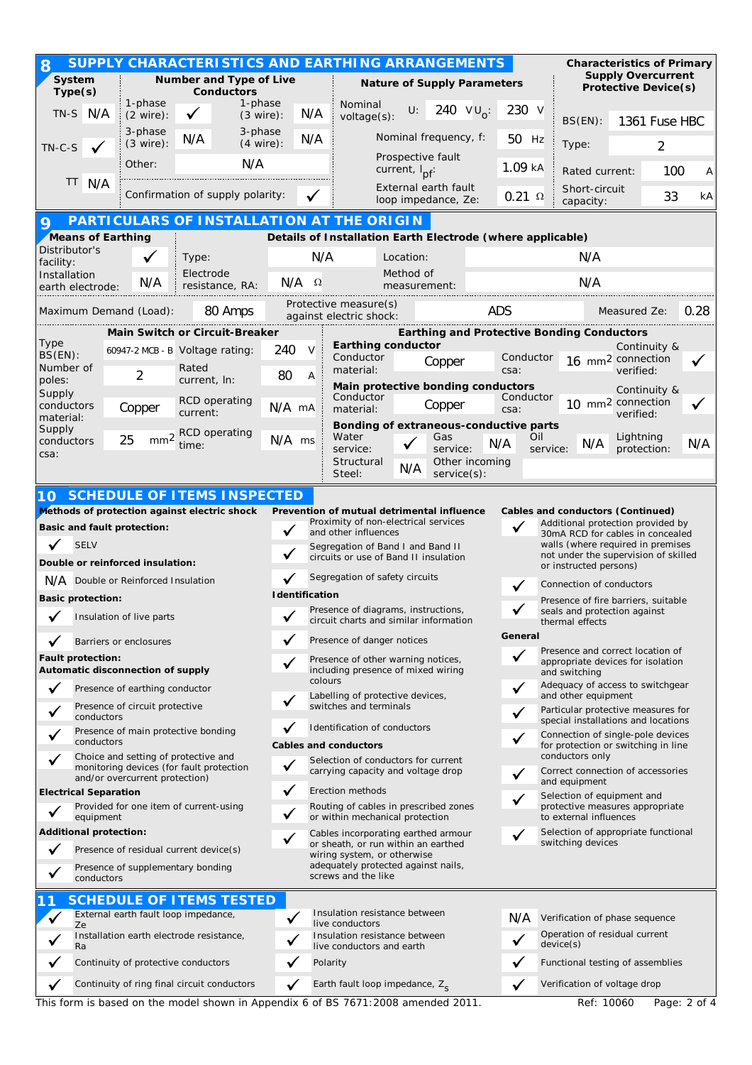## 8 SUPPLY CHARACTERISTICS AND EARTHING ARRANGEMENTS

| System Type(s) | | Number and Type of Live Conductors | | | | Nature of Supply Parameters | | Characteristics of Primary Supply Overcurrent Protective Device(s) | |
|---|---|---|---|---|---|---|---|---|---|
| TN-S | N/A | 1-phase (2 wire): | ✓ | 1-phase (3 wire): | N/A | Nominal voltage(s): U: 240 V $U_o$: | 230 V | BS(EN): | 1361 Fuse HBC |
| TN-C-S | ✓ | 3-phase (3 wire): | N/A | 3-phase (4 wire): | N/A | Nominal frequency, f: | 50 Hz | Type: | 2 |
| | | Other: | N/A | | | Prospective fault current, $I_{pf}$: | 1.09 kA | Rated current: | 100 A |
| TT | N/A | Confirmation of supply polarity: | ✓ | | | External earth fault loop impedance, Ze: | 0.21 Ω | Short-circuit capacity: | 33 kA |

## 9 PARTICULARS OF INSTALLATION AT THE ORIGIN

**Means of Earthing**

| | | Details of Installation Earth Electrode (where applicable) | | | |
|---|---|---|---|---|---|
| Distributor's facility: | ✓ | Type: | N/A | Location: | N/A |
| Installation earth electrode: | N/A | Electrode resistance, RA: | N/A Ω | Method of measurement: | N/A |

Maximum Demand (Load): 80 Amps | Protective measure(s) against electric shock: ADS | Measured Ze: 0.28

**Main Switch or Circuit-Breaker**

| | | | |
|---|---|---|---|
| Type BS(EN): | 60947-2 MCB - B | Voltage rating: | 240 V |
| Number of poles: | 2 | Rated current, In: | 80 A |
| Supply conductors material: | Copper | RCD operating current: | N/A mA |
| Supply conductors csa: | 25 mm² | RCD operating time: | N/A ms |

**Earthing and Protective Bonding Conductors**

**Earthing conductor**

| Conductor material: | Copper | Conductor csa: | 16 mm² | Continuity & connection verified: | ✓ |
|---|---|---|---|---|---|

**Main protective bonding conductors**

| Conductor material: | Copper | Conductor csa: | 10 mm² | Continuity & connection verified: | ✓ |
|---|---|---|---|---|---|

**Bonding of extraneous-conductive parts**

| Water service: | ✓ | Gas service: | N/A | Oil service: | N/A | Lightning protection: | N/A |
|---|---|---|---|---|---|---|---|
| Structural Steel: | N/A | Other incoming service(s): | | | | | |

## 10 SCHEDULE OF ITEMS INSPECTED

**Methods of protection against electric shock**

**Basic and fault protection:**

- ✓ SELV

**Double or reinforced insulation:**

- N/A Double or Reinforced Insulation

**Basic protection:**

- ✓ Insulation of live parts
- ✓ Barriers or enclosures

**Fault protection:**
**Automatic disconnection of supply**

- ✓ Presence of earthing conductor
- ✓ Presence of circuit protective conductors
- ✓ Presence of main protective bonding conductors
- ✓ Choice and setting of protective and monitoring devices (for fault protection and/or overcurrent protection)

**Electrical Separation**

- ✓ Provided for one item of current-using equipment

**Additional protection:**

- ✓ Presence of residual current device(s)
- ✓ Presence of supplementary bonding conductors

**Prevention of mutual detrimental influence**

- ✓ Proximity of non-electrical services and other influences
- ✓ Segregation of Band I and Band II circuits or use of Band II insulation
- ✓ Segregation of safety circuits

**Identification**

- ✓ Presence of diagrams, instructions, circuit charts and similar information
- ✓ Presence of danger notices
- ✓ Presence of other warning notices, including presence of mixed wiring colours
- ✓ Labelling of protective devices, switches and terminals
- ✓ Identification of conductors

**Cables and conductors**

- ✓ Selection of conductors for current carrying capacity and voltage drop
- ✓ Erection methods
- ✓ Routing of cables in prescribed zones or within mechanical protection
- ✓ Cables incorporating earthed armour or sheath, or run within an earthed wiring system, or otherwise adequately protected against nails, screws and the like

**Cables and conductors (Continued)**

- ✓ Additional protection provided by 30mA RCD for cables in concealed walls (where required in premises not under the supervision of skilled or instructed persons)
- ✓ Connection of conductors
- ✓ Presence of fire barriers, suitable seals and protection against thermal effects

**General**

- ✓ Presence and correct location of appropriate devices for isolation and switching
- ✓ Adequacy of access to switchgear and other equipment
- ✓ Particular protective measures for special installations and locations
- ✓ Connection of single-pole devices for protection or switching in line conductors only
- ✓ Correct connection of accessories and equipment
- ✓ Selection of equipment and protective measures appropriate to external influences
- ✓ Selection of appropriate functional switching devices

## 11 SCHEDULE OF ITEMS TESTED

| | | | | | |
|---|---|---|---|---|---|
| ✓ | External earth fault loop impedance, Ze | ✓ | Insulation resistance between live conductors | N/A | Verification of phase sequence |
| ✓ | Installation earth electrode resistance, Ra | ✓ | Insulation resistance between live conductors and earth | ✓ | Operation of residual current device(s) |
| ✓ | Continuity of protective conductors | ✓ | Polarity | ✓ | Functional testing of assemblies |
| ✓ | Continuity of ring final circuit conductors | ✓ | Earth fault loop impedance, $Z_s$ | ✓ | Verification of voltage drop |

This form is based on the model shown in Appendix 6 of BS 7671:2008 amended 2011. Ref: 10060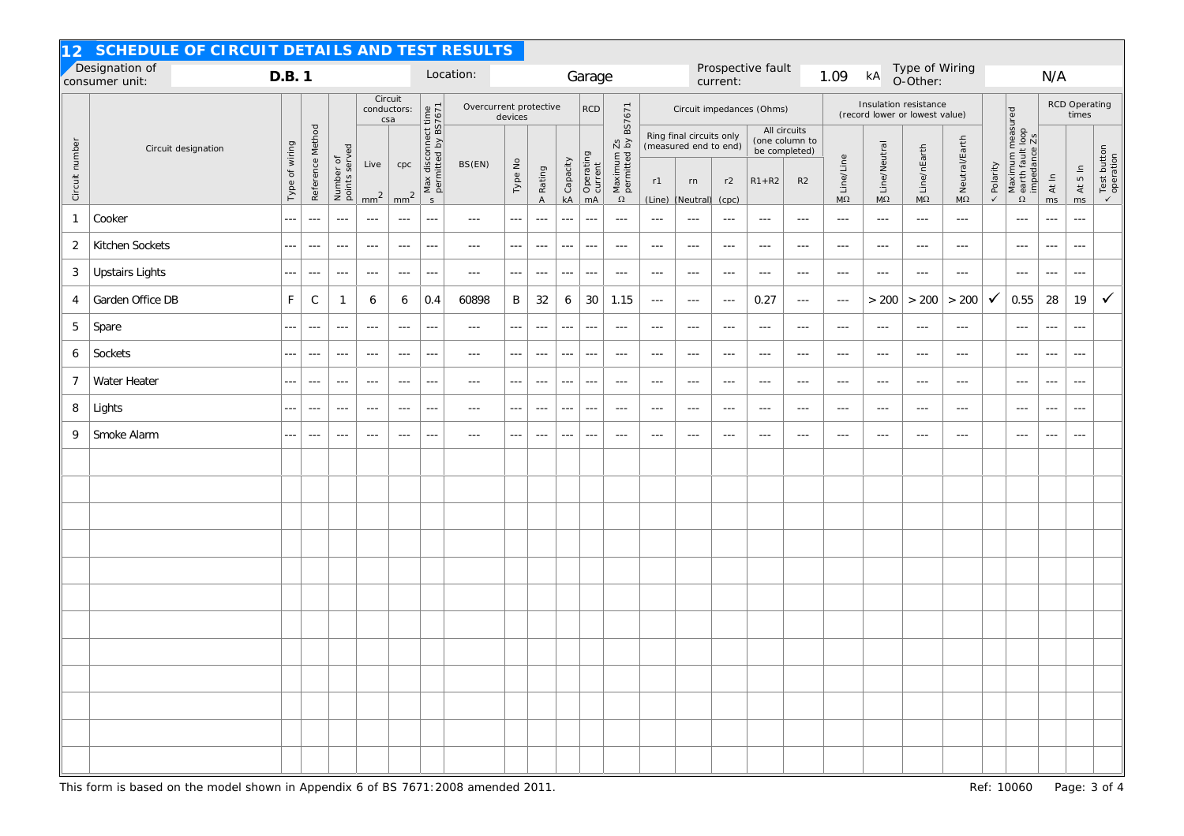## 12 SCHEDULE OF CIRCUIT DETAILS AND TEST RESULTS

Designation of consumer unit: **D.B. 1** | Location: Garage | Prospective fault current: 1.09 kA | Type of Wiring O-Other: N/A

| Circuit number | Circuit designation | Type of wiring | Reference Method | Number of points served | Circuit conductors: csa Live mm² | Circuit conductors: csa cpc mm² | Max disconnect time permitted by BS7671 s | Overcurrent protective devices BS(EN) | Type No | Rating A | Capacity kA | RCD Operating current mA | Maximum Zs permitted by BS7671 Ω | Ring final circuits only (measured end to end) r1 (Line) | rn (Neutral) | r2 (cpc) | All circuits (one column to be completed) R1+R2 | R2 | Insulation resistance (record lower or lowest value) Line/Line MΩ | Line/Neutral MΩ | Line/nEarth MΩ | Neutral/Earth MΩ | ✓ Polarity | Maximum measured earth fault loop impedance Zs Ω | RCD Operating times At In ms | At 5 In ms | Test button operation ✓ |
|---|---|---|---|---|---|---|---|---|---|---|---|---|---|---|---|---|---|---|---|---|---|---|---|---|---|---|---|
| 1 | Cooker | --- | --- | --- | --- | --- | --- | --- | --- | --- | --- | --- | --- | --- | --- | --- | --- | --- | --- | --- | --- | --- | | --- | --- | --- | |
| 2 | Kitchen Sockets | --- | --- | --- | --- | --- | --- | --- | --- | --- | --- | --- | --- | --- | --- | --- | --- | --- | --- | --- | --- | --- | | --- | --- | --- | |
| 3 | Upstairs Lights | --- | --- | --- | --- | --- | --- | --- | --- | --- | --- | --- | --- | --- | --- | --- | --- | --- | --- | --- | --- | --- | | --- | --- | --- | |
| 4 | Garden Office DB | F | C | 1 | 6 | 6 | 0.4 | 60898 | B | 32 | 6 | 30 | 1.15 | --- | --- | --- | 0.27 | --- | --- | > 200 | > 200 | > 200 | ✓ | 0.55 | 28 | 19 | ✓ |
| 5 | Spare | --- | --- | --- | --- | --- | --- | --- | --- | --- | --- | --- | --- | --- | --- | --- | --- | --- | --- | --- | --- | --- | | --- | --- | --- | |
| 6 | Sockets | --- | --- | --- | --- | --- | --- | --- | --- | --- | --- | --- | --- | --- | --- | --- | --- | --- | --- | --- | --- | --- | | --- | --- | --- | |
| 7 | Water Heater | --- | --- | --- | --- | --- | --- | --- | --- | --- | --- | --- | --- | --- | --- | --- | --- | --- | --- | --- | --- | --- | | --- | --- | --- | |
| 8 | Lights | --- | --- | --- | --- | --- | --- | --- | --- | --- | --- | --- | --- | --- | --- | --- | --- | --- | --- | --- | --- | --- | | --- | --- | --- | |
| 9 | Smoke Alarm | --- | --- | --- | --- | --- | --- | --- | --- | --- | --- | --- | --- | --- | --- | --- | --- | --- | --- | --- | --- | --- | | --- | --- | --- | |

This form is based on the model shown in Appendix 6 of BS 7671:2008 amended 2011.

Ref: 10060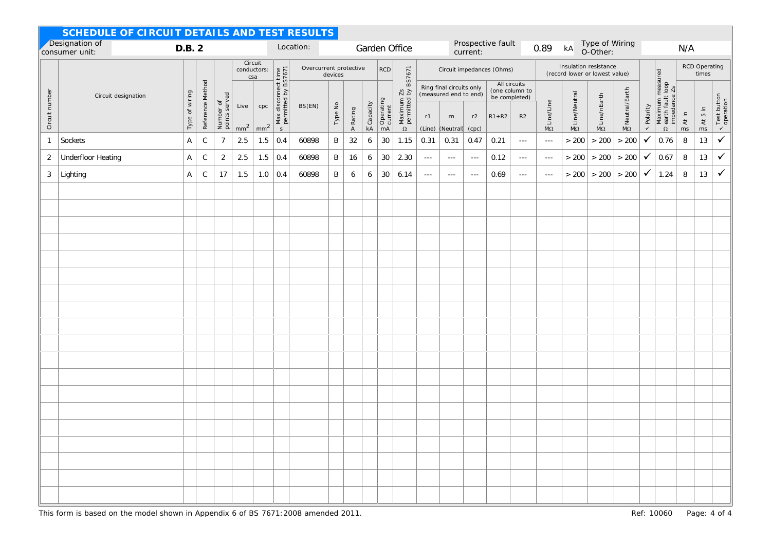## SCHEDULE OF CIRCUIT DETAILS AND TEST RESULTS

Designation of consumer unit: D.B. 2 | Location: Garden Office | Prospective fault current: 0.89 kA | Type of Wiring O-Other: N/A

| Circuit number | Circuit designation | Type of wiring | Reference Method | Number of points served | Circuit conductors: csa Live mm² | cpc mm² | Max disconnect time permitted by BS7671 s | Overcurrent protective devices BS(EN) | Type No | Rating A | Capacity kA | RCD Operating current mA | Maximum Zs permitted by BS7671 Ω | Ring final circuits only r1 (Line) | rn (Neutral) | r2 (cpc) | All circuits R1+R2 | R2 | Insulation resistance Line/Line MΩ | Line/Neutral MΩ | Line/nEarth MΩ | Neutral/Earth MΩ | Polarity ✓ | Maximum measured earth fault loop impedance Zs Ω | RCD Operating times At In ms | At 5 In ms | Test button operation ✓ |
|---|---|---|---|---|---|---|---|---|---|---|---|---|---|---|---|---|---|---|---|---|---|---|---|---|---|---|---|
| 1 | Sockets | A | C | 7 | 2.5 | 1.5 | 0.4 | 60898 | B | 32 | 6 | 30 | 1.15 | 0.31 | 0.31 | 0.47 | 0.21 | --- | --- | > 200 | > 200 | > 200 | ✓ | 0.76 | 8 | 13 | ✓ |
| 2 | Underfloor Heating | A | C | 2 | 2.5 | 1.5 | 0.4 | 60898 | B | 16 | 6 | 30 | 2.30 | --- | --- | --- | 0.12 | --- | --- | > 200 | > 200 | > 200 | ✓ | 0.67 | 8 | 13 | ✓ |
| 3 | Lighting | A | C | 17 | 1.5 | 1.0 | 0.4 | 60898 | B | 6 | 6 | 30 | 6.14 | --- | --- | --- | 0.69 | --- | --- | > 200 | > 200 | > 200 | ✓ | 1.24 | 8 | 13 | ✓ |

This form is based on the model shown in Appendix 6 of BS 7671:2008 amended 2011.

Ref: 10060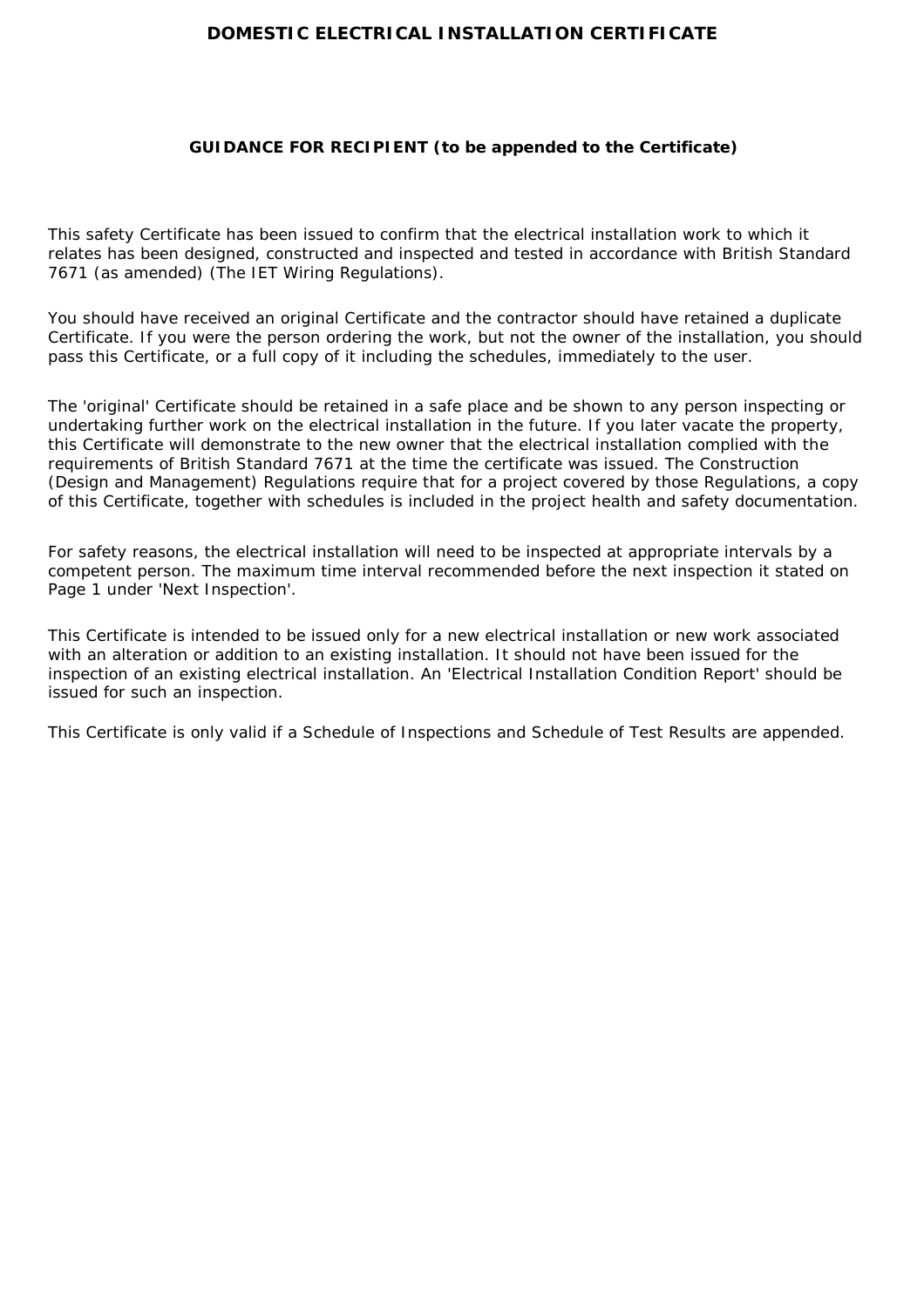# DOMESTIC ELECTRICAL INSTALLATION CERTIFICATE

## GUIDANCE FOR RECIPIENT (to be appended to the Certificate)

This safety Certificate has been issued to confirm that the electrical installation work to which it relates has been designed, constructed and inspected and tested in accordance with British Standard 7671 (as amended) (The IET Wiring Regulations).

You should have received an original Certificate and the contractor should have retained a duplicate Certificate. If you were the person ordering the work, but not the owner of the installation, you should pass this Certificate, or a full copy of it including the schedules, immediately to the user.

The 'original' Certificate should be retained in a safe place and be shown to any person inspecting or undertaking further work on the electrical installation in the future. If you later vacate the property, this Certificate will demonstrate to the new owner that the electrical installation complied with the requirements of British Standard 7671 at the time the certificate was issued. The Construction (Design and Management) Regulations require that for a project covered by those Regulations, a copy of this Certificate, together with schedules is included in the project health and safety documentation.

For safety reasons, the electrical installation will need to be inspected at appropriate intervals by a competent person. The maximum time interval recommended before the next inspection it stated on Page 1 under 'Next Inspection'.

This Certificate is intended to be issued only for a new electrical installation or new work associated with an alteration or addition to an existing installation. It should not have been issued for the inspection of an existing electrical installation. An 'Electrical Installation Condition Report' should be issued for such an inspection.

This Certificate is only valid if a Schedule of Inspections and Schedule of Test Results are appended.